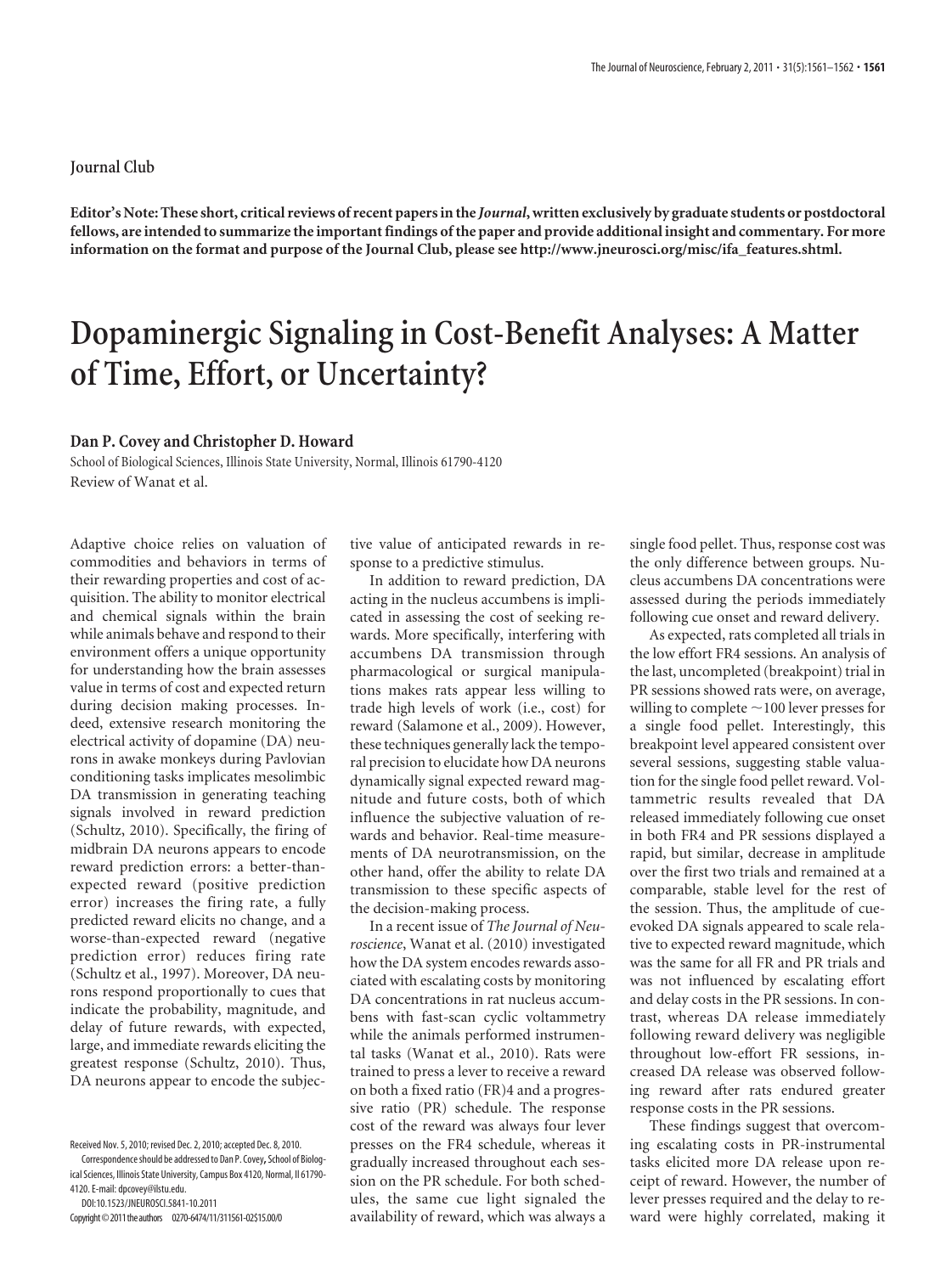Journal Club

**Editor's Note: These short, critical reviews of recent papers in the *Journal*, written exclusively by graduate students or postdoctoral fellows, are intended to summarize the important findings of the paper and provide additional insight and commentary. For more information on the format and purpose of the Journal Club, please see http://www.jneurosci.org/misc/ifa_features.shtml.**

# Dopaminergic Signaling in Cost-Benefit Analyses: A Matter of Time, Effort, or Uncertainty?

**Dan P. Covey and Christopher D. Howard**

School of Biological Sciences, Illinois State University, Normal, Illinois 61790-4120

Review of Wanat et al.

Adaptive choice relies on valuation of commodities and behaviors in terms of their rewarding properties and cost of acquisition. The ability to monitor electrical and chemical signals within the brain while animals behave and respond to their environment offers a unique opportunity for understanding how the brain assesses value in terms of cost and expected return during decision making processes. Indeed, extensive research monitoring the electrical activity of dopamine (DA) neurons in awake monkeys during Pavlovian conditioning tasks implicates mesolimbic DA transmission in generating teaching signals involved in reward prediction (Schultz, 2010). Specifically, the firing of midbrain DA neurons appears to encode reward prediction errors: a better-than-expected reward (positive prediction error) increases the firing rate, a fully predicted reward elicits no change, and a worse-than-expected reward (negative prediction error) reduces firing rate (Schultz et al., 1997). Moreover, DA neurons respond proportionally to cues that indicate the probability, magnitude, and delay of future rewards, with expected, large, and immediate rewards eliciting the greatest response (Schultz, 2010). Thus, DA neurons appear to encode the subjective value of anticipated rewards in response to a predictive stimulus.

In addition to reward prediction, DA acting in the nucleus accumbens is implicated in assessing the cost of seeking rewards. More specifically, interfering with accumbens DA transmission through pharmacological or surgical manipulations makes rats appear less willing to trade high levels of work (i.e., cost) for reward (Salamone et al., 2009). However, these techniques generally lack the temporal precision to elucidate how DA neurons dynamically signal expected reward magnitude and future costs, both of which influence the subjective valuation of rewards and behavior. Real-time measurements of DA neurotransmission, on the other hand, offer the ability to relate DA transmission to these specific aspects of the decision-making process.

In a recent issue of *The Journal of Neuroscience*, Wanat et al. (2010) investigated how the DA system encodes rewards associated with escalating costs by monitoring DA concentrations in rat nucleus accumbens with fast-scan cyclic voltammetry while the animals performed instrumental tasks (Wanat et al., 2010). Rats were trained to press a lever to receive a reward on both a fixed ratio (FR)4 and a progressive ratio (PR) schedule. The response cost of the reward was always four lever presses on the FR4 schedule, whereas it gradually increased throughout each session on the PR schedule. For both schedules, the same cue light signaled the availability of reward, which was always a single food pellet. Thus, response cost was the only difference between groups. Nucleus accumbens DA concentrations were assessed during the periods immediately following cue onset and reward delivery.

As expected, rats completed all trials in the low effort FR4 sessions. An analysis of the last, uncompleted (breakpoint) trial in PR sessions showed rats were, on average, willing to complete ~100 lever presses for a single food pellet. Interestingly, this breakpoint level appeared consistent over several sessions, suggesting stable valuation for the single food pellet reward. Voltammetric results revealed that DA released immediately following cue onset in both FR4 and PR sessions displayed a rapid, but similar, decrease in amplitude over the first two trials and remained at a comparable, stable level for the rest of the session. Thus, the amplitude of cue-evoked DA signals appeared to scale relative to expected reward magnitude, which was the same for all FR and PR trials and was not influenced by escalating effort and delay costs in the PR sessions. In contrast, whereas DA release immediately following reward delivery was negligible throughout low-effort FR sessions, increased DA release was observed following reward after rats endured greater response costs in the PR sessions.

These findings suggest that overcoming escalating costs in PR-instrumental tasks elicited more DA release upon receipt of reward. However, the number of lever presses required and the delay to reward were highly correlated, making it

Received Nov. 5, 2010; revised Dec. 2, 2010; accepted Dec. 8, 2010.

Correspondence should be addressed to Dan P. Covey, School of Biological Sciences, Illinois State University, Campus Box 4120, Normal, Il 61790-4120. E-mail: dpcovey@ilstu.edu.

DOI:10.1523/JNEUROSCI.5841-10.2011

Copyright © 2011 the authors 0270-6474/11/311561-02$15.00/0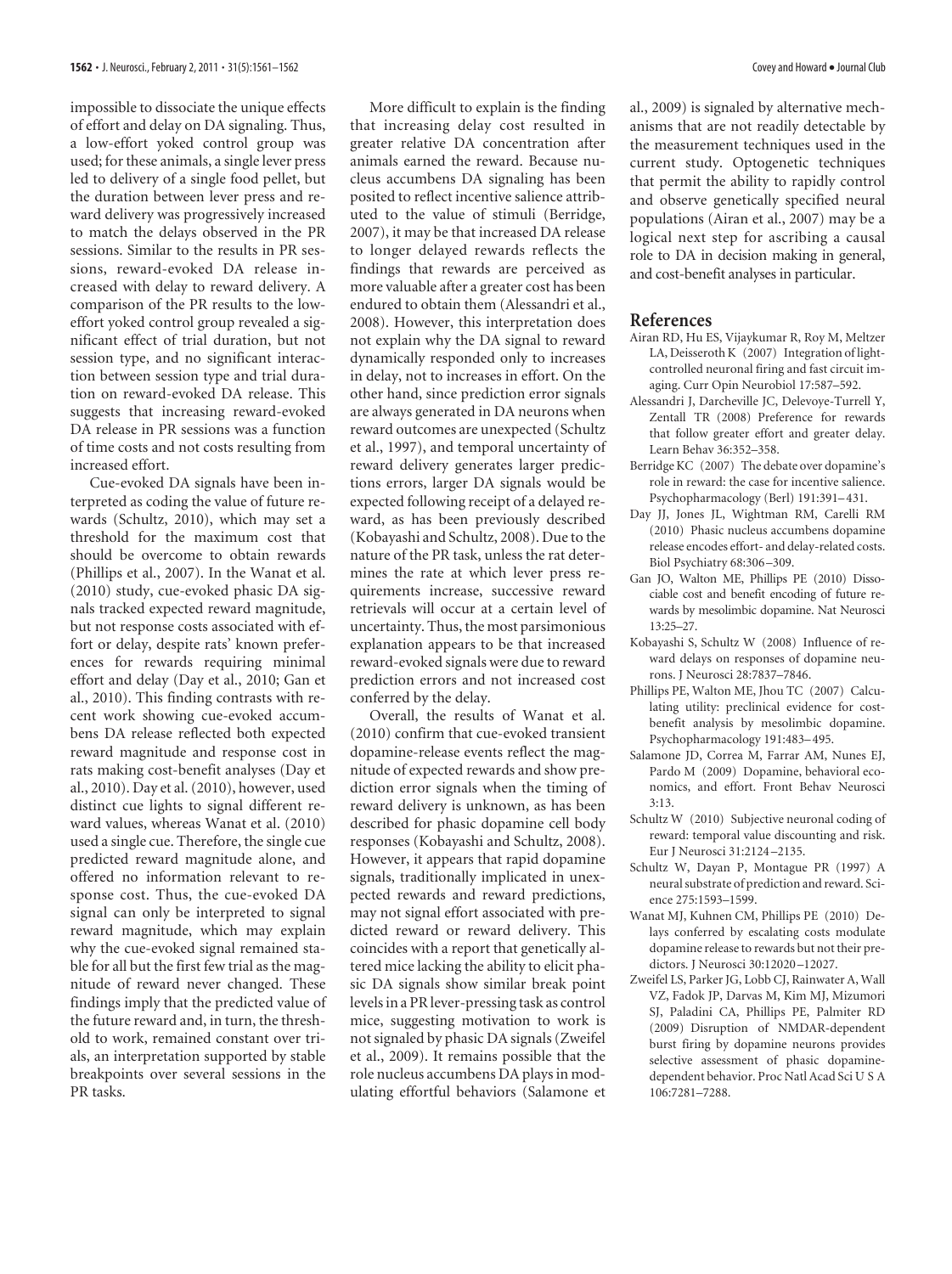impossible to dissociate the unique effects of effort and delay on DA signaling. Thus, a low-effort yoked control group was used; for these animals, a single lever press led to delivery of a single food pellet, but the duration between lever press and reward delivery was progressively increased to match the delays observed in the PR sessions. Similar to the results in PR sessions, reward-evoked DA release increased with delay to reward delivery. A comparison of the PR results to the low-effort yoked control group revealed a significant effect of trial duration, but not session type, and no significant interaction between session type and trial duration on reward-evoked DA release. This suggests that increasing reward-evoked DA release in PR sessions was a function of time costs and not costs resulting from increased effort.

Cue-evoked DA signals have been interpreted as coding the value of future rewards (Schultz, 2010), which may set a threshold for the maximum cost that should be overcome to obtain rewards (Phillips et al., 2007). In the Wanat et al. (2010) study, cue-evoked phasic DA signals tracked expected reward magnitude, but not response costs associated with effort or delay, despite rats' known preferences for rewards requiring minimal effort and delay (Day et al., 2010; Gan et al., 2010). This finding contrasts with recent work showing cue-evoked accumbens DA release reflected both expected reward magnitude and response cost in rats making cost-benefit analyses (Day et al., 2010). Day et al. (2010), however, used distinct cue lights to signal different reward values, whereas Wanat et al. (2010) used a single cue. Therefore, the single cue predicted reward magnitude alone, and offered no information relevant to response cost. Thus, the cue-evoked DA signal can only be interpreted to signal reward magnitude, which may explain why the cue-evoked signal remained stable for all but the first few trial as the magnitude of reward never changed. These findings imply that the predicted value of the future reward and, in turn, the threshold to work, remained constant over trials, an interpretation supported by stable breakpoints over several sessions in the PR tasks.

More difficult to explain is the finding that increasing delay cost resulted in greater relative DA concentration after animals earned the reward. Because nucleus accumbens DA signaling has been posited to reflect incentive salience attributed to the value of stimuli (Berridge, 2007), it may be that increased DA release to longer delayed rewards reflects the findings that rewards are perceived as more valuable after a greater cost has been endured to obtain them (Alessandri et al., 2008). However, this interpretation does not explain why the DA signal to reward dynamically responded only to increases in delay, not to increases in effort. On the other hand, since prediction error signals are always generated in DA neurons when reward outcomes are unexpected (Schultz et al., 1997), and temporal uncertainty of reward delivery generates larger predictions errors, larger DA signals would be expected following receipt of a delayed reward, as has been previously described (Kobayashi and Schultz, 2008). Due to the nature of the PR task, unless the rat determines the rate at which lever press requirements increase, successive reward retrievals will occur at a certain level of uncertainty. Thus, the most parsimonious explanation appears to be that increased reward-evoked signals were due to reward prediction errors and not increased cost conferred by the delay.

Overall, the results of Wanat et al. (2010) confirm that cue-evoked transient dopamine-release events reflect the magnitude of expected rewards and show prediction error signals when the timing of reward delivery is unknown, as has been described for phasic dopamine cell body responses (Kobayashi and Schultz, 2008). However, it appears that rapid dopamine signals, traditionally implicated in unexpected rewards and reward predictions, may not signal effort associated with predicted reward or reward delivery. This coincides with a report that genetically altered mice lacking the ability to elicit phasic DA signals show similar break point levels in a PR lever-pressing task as control mice, suggesting motivation to work is not signaled by phasic DA signals (Zweifel et al., 2009). It remains possible that the role nucleus accumbens DA plays in modulating effortful behaviors (Salamone et al., 2009) is signaled by alternative mechanisms that are not readily detectable by the measurement techniques used in the current study. Optogenetic techniques that permit the ability to rapidly control and observe genetically specified neural populations (Airan et al., 2007) may be a logical next step for ascribing a causal role to DA in decision making in general, and cost-benefit analyses in particular.

## References

Airan RD, Hu ES, Vijaykumar R, Roy M, Meltzer LA, Deisseroth K (2007) Integration of light-controlled neuronal firing and fast circuit imaging. Curr Opin Neurobiol 17:587–592.

Alessandri J, Darcheville JC, Delevoye-Turrell Y, Zentall TR (2008) Preference for rewards that follow greater effort and greater delay. Learn Behav 36:352–358.

Berridge KC (2007) The debate over dopamine's role in reward: the case for incentive salience. Psychopharmacology (Berl) 191:391–431.

Day JJ, Jones JL, Wightman RM, Carelli RM (2010) Phasic nucleus accumbens dopamine release encodes effort- and delay-related costs. Biol Psychiatry 68:306–309.

Gan JO, Walton ME, Phillips PE (2010) Dissociable cost and benefit encoding of future rewards by mesolimbic dopamine. Nat Neurosci 13:25–27.

Kobayashi S, Schultz W (2008) Influence of reward delays on responses of dopamine neurons. J Neurosci 28:7837–7846.

Phillips PE, Walton ME, Jhou TC (2007) Calculating utility: preclinical evidence for cost-benefit analysis by mesolimbic dopamine. Psychopharmacology 191:483–495.

Salamone JD, Correa M, Farrar AM, Nunes EJ, Pardo M (2009) Dopamine, behavioral economics, and effort. Front Behav Neurosci 3:13.

Schultz W (2010) Subjective neuronal coding of reward: temporal value discounting and risk. Eur J Neurosci 31:2124–2135.

Schultz W, Dayan P, Montague PR (1997) A neural substrate of prediction and reward. Science 275:1593–1599.

Wanat MJ, Kuhnen CM, Phillips PE (2010) Delays conferred by escalating costs modulate dopamine release to rewards but not their predictors. J Neurosci 30:12020–12027.

Zweifel LS, Parker JG, Lobb CJ, Rainwater A, Wall VZ, Fadok JP, Darvas M, Kim MJ, Mizumori SJ, Paladini CA, Phillips PE, Palmiter RD (2009) Disruption of NMDAR-dependent burst firing by dopamine neurons provides selective assessment of phasic dopamine-dependent behavior. Proc Natl Acad Sci U S A 106:7281–7288.